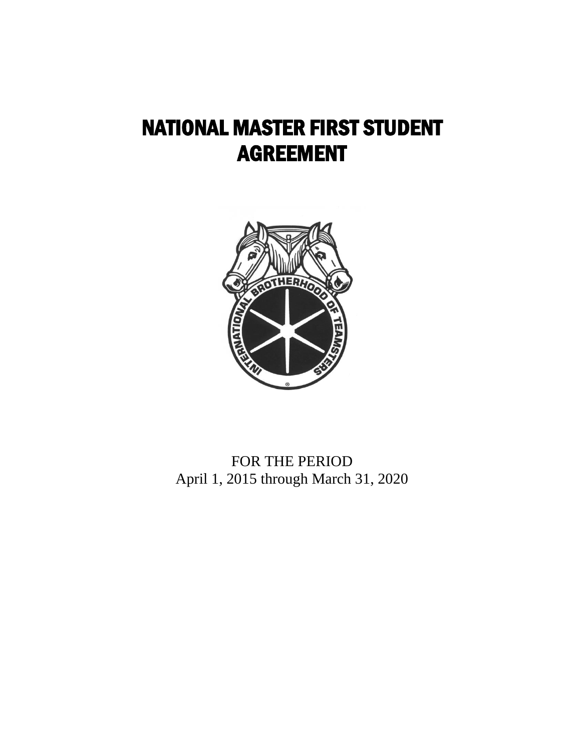# NATIONAL MASTER FIRST STUDENT AGREEMENT

FOR THE PERIOD
April 1, 2015 through March 31, 2020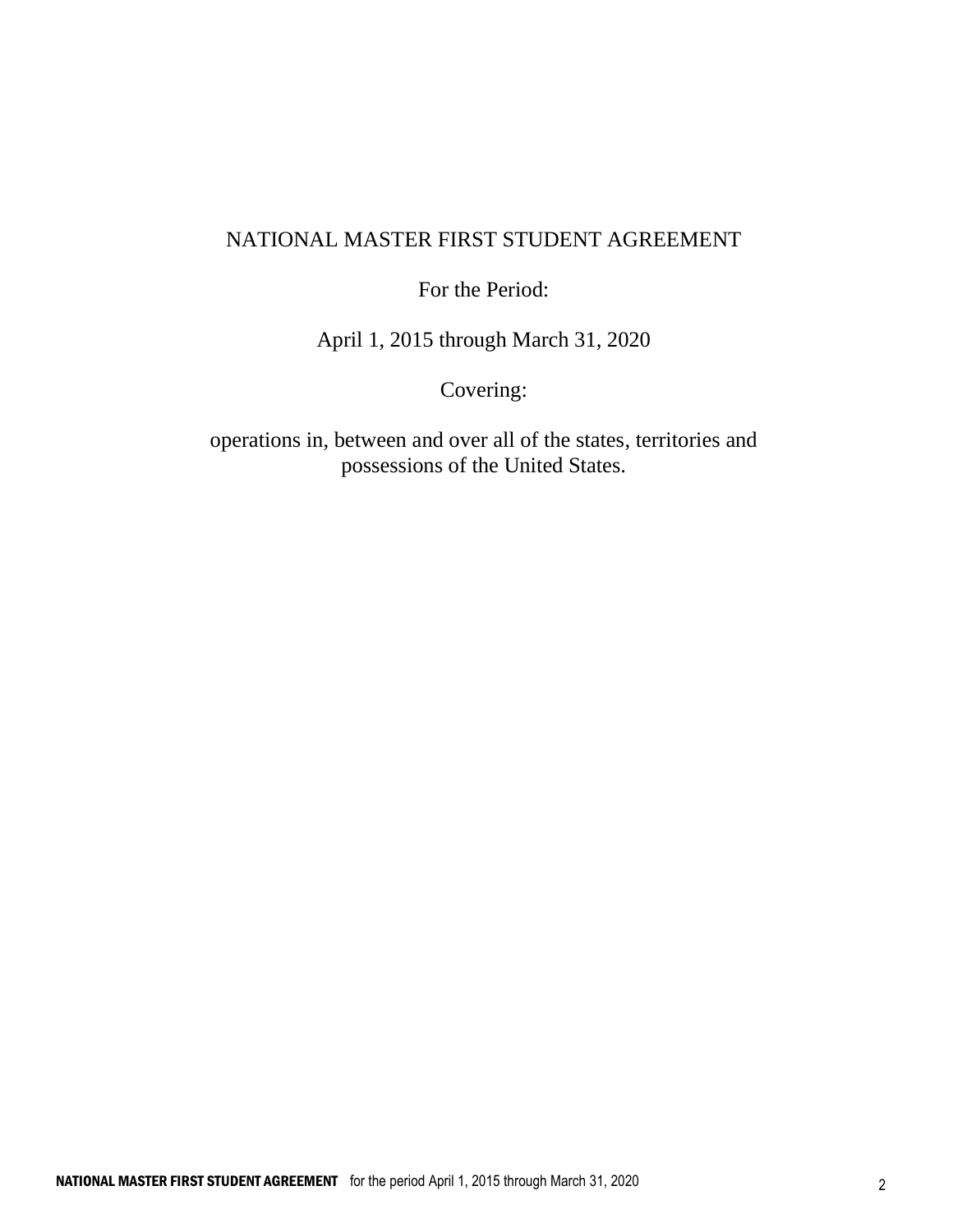NATIONAL MASTER FIRST STUDENT AGREEMENT

For the Period:

April 1, 2015 through March 31, 2020

Covering:

operations in, between and over all of the states, territories and possessions of the United States.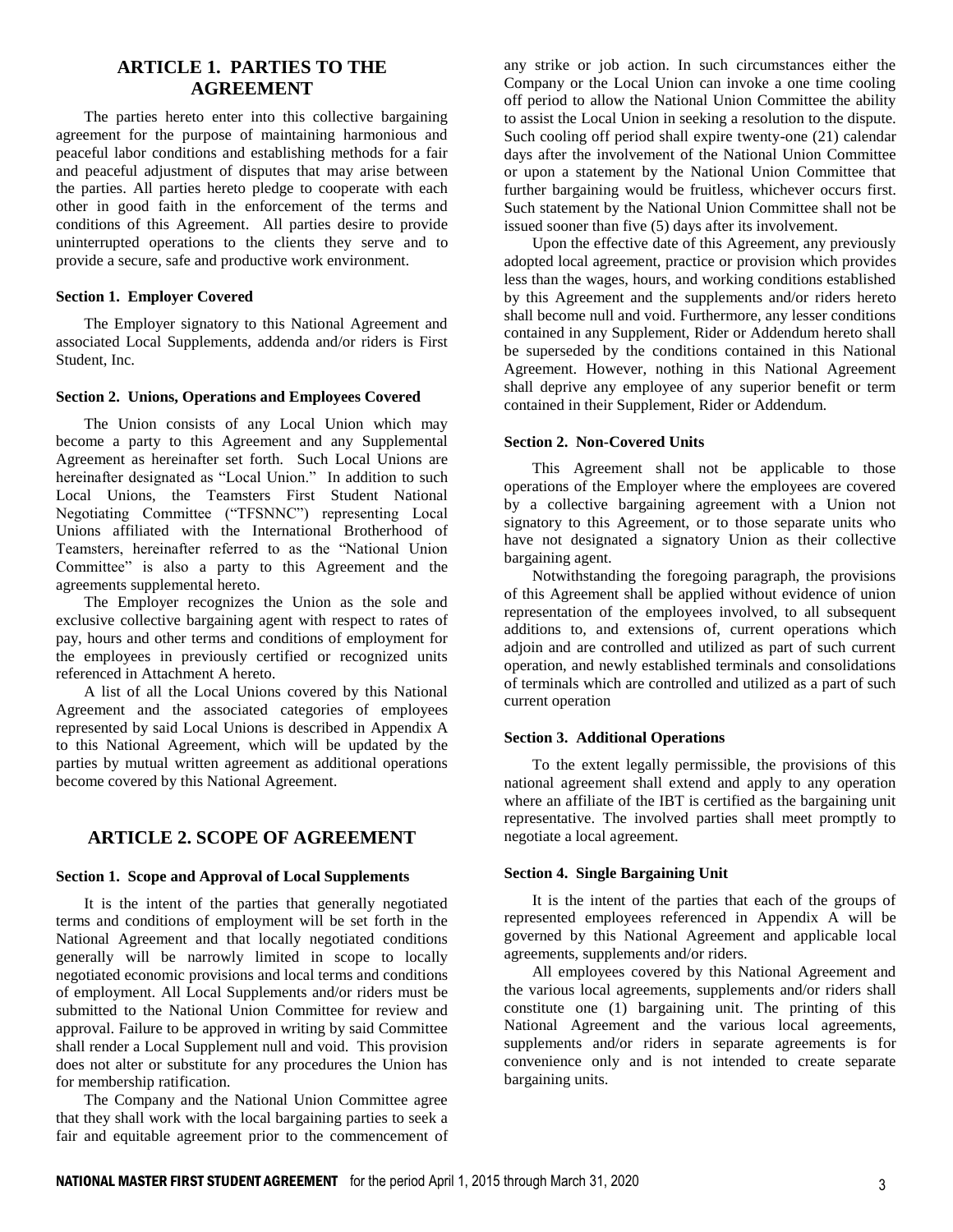## ARTICLE 1. PARTIES TO THE AGREEMENT

The parties hereto enter into this collective bargaining agreement for the purpose of maintaining harmonious and peaceful labor conditions and establishing methods for a fair and peaceful adjustment of disputes that may arise between the parties. All parties hereto pledge to cooperate with each other in good faith in the enforcement of the terms and conditions of this Agreement. All parties desire to provide uninterrupted operations to the clients they serve and to provide a secure, safe and productive work environment.

### Section 1. Employer Covered

The Employer signatory to this National Agreement and associated Local Supplements, addenda and/or riders is First Student, Inc.

### Section 2. Unions, Operations and Employees Covered

The Union consists of any Local Union which may become a party to this Agreement and any Supplemental Agreement as hereinafter set forth. Such Local Unions are hereinafter designated as "Local Union." In addition to such Local Unions, the Teamsters First Student National Negotiating Committee ("TFSNNC") representing Local Unions affiliated with the International Brotherhood of Teamsters, hereinafter referred to as the "National Union Committee" is also a party to this Agreement and the agreements supplemental hereto.

The Employer recognizes the Union as the sole and exclusive collective bargaining agent with respect to rates of pay, hours and other terms and conditions of employment for the employees in previously certified or recognized units referenced in Attachment A hereto.

A list of all the Local Unions covered by this National Agreement and the associated categories of employees represented by said Local Unions is described in Appendix A to this National Agreement, which will be updated by the parties by mutual written agreement as additional operations become covered by this National Agreement.

## ARTICLE 2. SCOPE OF AGREEMENT

### Section 1. Scope and Approval of Local Supplements

It is the intent of the parties that generally negotiated terms and conditions of employment will be set forth in the National Agreement and that locally negotiated conditions generally will be narrowly limited in scope to locally negotiated economic provisions and local terms and conditions of employment. All Local Supplements and/or riders must be submitted to the National Union Committee for review and approval. Failure to be approved in writing by said Committee shall render a Local Supplement null and void. This provision does not alter or substitute for any procedures the Union has for membership ratification.

The Company and the National Union Committee agree that they shall work with the local bargaining parties to seek a fair and equitable agreement prior to the commencement of any strike or job action. In such circumstances either the Company or the Local Union can invoke a one time cooling off period to allow the National Union Committee the ability to assist the Local Union in seeking a resolution to the dispute. Such cooling off period shall expire twenty-one (21) calendar days after the involvement of the National Union Committee or upon a statement by the National Union Committee that further bargaining would be fruitless, whichever occurs first. Such statement by the National Union Committee shall not be issued sooner than five (5) days after its involvement.

Upon the effective date of this Agreement, any previously adopted local agreement, practice or provision which provides less than the wages, hours, and working conditions established by this Agreement and the supplements and/or riders hereto shall become null and void. Furthermore, any lesser conditions contained in any Supplement, Rider or Addendum hereto shall be superseded by the conditions contained in this National Agreement. However, nothing in this National Agreement shall deprive any employee of any superior benefit or term contained in their Supplement, Rider or Addendum.

### Section 2. Non-Covered Units

This Agreement shall not be applicable to those operations of the Employer where the employees are covered by a collective bargaining agreement with a Union not signatory to this Agreement, or to those separate units who have not designated a signatory Union as their collective bargaining agent.

Notwithstanding the foregoing paragraph, the provisions of this Agreement shall be applied without evidence of union representation of the employees involved, to all subsequent additions to, and extensions of, current operations which adjoin and are controlled and utilized as part of such current operation, and newly established terminals and consolidations of terminals which are controlled and utilized as a part of such current operation

### Section 3. Additional Operations

To the extent legally permissible, the provisions of this national agreement shall extend and apply to any operation where an affiliate of the IBT is certified as the bargaining unit representative. The involved parties shall meet promptly to negotiate a local agreement.

### Section 4. Single Bargaining Unit

It is the intent of the parties that each of the groups of represented employees referenced in Appendix A will be governed by this National Agreement and applicable local agreements, supplements and/or riders.

All employees covered by this National Agreement and the various local agreements, supplements and/or riders shall constitute one (1) bargaining unit. The printing of this National Agreement and the various local agreements, supplements and/or riders in separate agreements is for convenience only and is not intended to create separate bargaining units.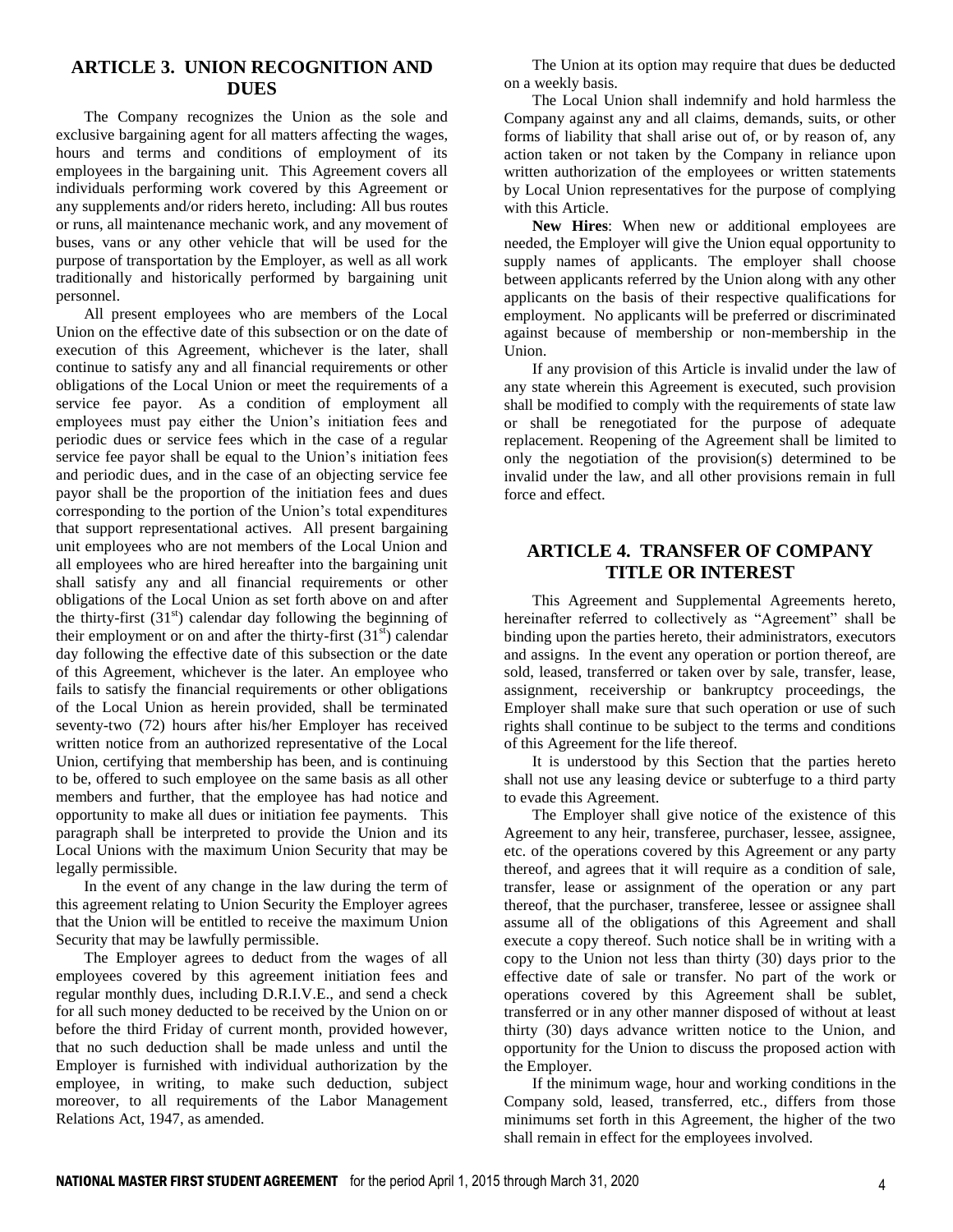## ARTICLE 3. UNION RECOGNITION AND DUES

The Company recognizes the Union as the sole and exclusive bargaining agent for all matters affecting the wages, hours and terms and conditions of employment of its employees in the bargaining unit. This Agreement covers all individuals performing work covered by this Agreement or any supplements and/or riders hereto, including: All bus routes or runs, all maintenance mechanic work, and any movement of buses, vans or any other vehicle that will be used for the purpose of transportation by the Employer, as well as all work traditionally and historically performed by bargaining unit personnel.

All present employees who are members of the Local Union on the effective date of this subsection or on the date of execution of this Agreement, whichever is the later, shall continue to satisfy any and all financial requirements or other obligations of the Local Union or meet the requirements of a service fee payor. As a condition of employment all employees must pay either the Union's initiation fees and periodic dues or service fees which in the case of a regular service fee payor shall be equal to the Union's initiation fees and periodic dues, and in the case of an objecting service fee payor shall be the proportion of the initiation fees and dues corresponding to the portion of the Union's total expenditures that support representational actives. All present bargaining unit employees who are not members of the Local Union and all employees who are hired hereafter into the bargaining unit shall satisfy any and all financial requirements or other obligations of the Local Union as set forth above on and after the thirty-first (31st) calendar day following the beginning of their employment or on and after the thirty-first (31st) calendar day following the effective date of this subsection or the date of this Agreement, whichever is the later. An employee who fails to satisfy the financial requirements or other obligations of the Local Union as herein provided, shall be terminated seventy-two (72) hours after his/her Employer has received written notice from an authorized representative of the Local Union, certifying that membership has been, and is continuing to be, offered to such employee on the same basis as all other members and further, that the employee has had notice and opportunity to make all dues or initiation fee payments. This paragraph shall be interpreted to provide the Union and its Local Unions with the maximum Union Security that may be legally permissible.

In the event of any change in the law during the term of this agreement relating to Union Security the Employer agrees that the Union will be entitled to receive the maximum Union Security that may be lawfully permissible.

The Employer agrees to deduct from the wages of all employees covered by this agreement initiation fees and regular monthly dues, including D.R.I.V.E., and send a check for all such money deducted to be received by the Union on or before the third Friday of current month, provided however, that no such deduction shall be made unless and until the Employer is furnished with individual authorization by the employee, in writing, to make such deduction, subject moreover, to all requirements of the Labor Management Relations Act, 1947, as amended.

The Union at its option may require that dues be deducted on a weekly basis.

The Local Union shall indemnify and hold harmless the Company against any and all claims, demands, suits, or other forms of liability that shall arise out of, or by reason of, any action taken or not taken by the Company in reliance upon written authorization of the employees or written statements by Local Union representatives for the purpose of complying with this Article.

**New Hires**: When new or additional employees are needed, the Employer will give the Union equal opportunity to supply names of applicants. The employer shall choose between applicants referred by the Union along with any other applicants on the basis of their respective qualifications for employment. No applicants will be preferred or discriminated against because of membership or non-membership in the Union.

If any provision of this Article is invalid under the law of any state wherein this Agreement is executed, such provision shall be modified to comply with the requirements of state law or shall be renegotiated for the purpose of adequate replacement. Reopening of the Agreement shall be limited to only the negotiation of the provision(s) determined to be invalid under the law, and all other provisions remain in full force and effect.

## ARTICLE 4. TRANSFER OF COMPANY TITLE OR INTEREST

This Agreement and Supplemental Agreements hereto, hereinafter referred to collectively as "Agreement" shall be binding upon the parties hereto, their administrators, executors and assigns. In the event any operation or portion thereof, are sold, leased, transferred or taken over by sale, transfer, lease, assignment, receivership or bankruptcy proceedings, the Employer shall make sure that such operation or use of such rights shall continue to be subject to the terms and conditions of this Agreement for the life thereof.

It is understood by this Section that the parties hereto shall not use any leasing device or subterfuge to a third party to evade this Agreement.

The Employer shall give notice of the existence of this Agreement to any heir, transferee, purchaser, lessee, assignee, etc. of the operations covered by this Agreement or any party thereof, and agrees that it will require as a condition of sale, transfer, lease or assignment of the operation or any part thereof, that the purchaser, transferee, lessee or assignee shall assume all of the obligations of this Agreement and shall execute a copy thereof. Such notice shall be in writing with a copy to the Union not less than thirty (30) days prior to the effective date of sale or transfer. No part of the work or operations covered by this Agreement shall be sublet, transferred or in any other manner disposed of without at least thirty (30) days advance written notice to the Union, and opportunity for the Union to discuss the proposed action with the Employer.

If the minimum wage, hour and working conditions in the Company sold, leased, transferred, etc., differs from those minimums set forth in this Agreement, the higher of the two shall remain in effect for the employees involved.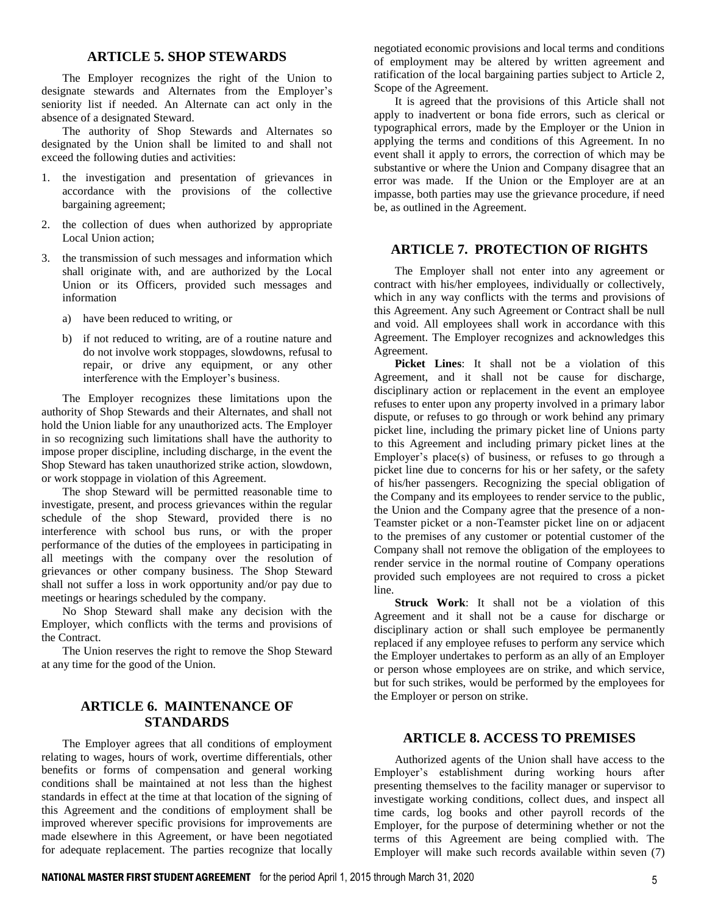## ARTICLE 5. SHOP STEWARDS

The Employer recognizes the right of the Union to designate stewards and Alternates from the Employer's seniority list if needed. An Alternate can act only in the absence of a designated Steward.

The authority of Shop Stewards and Alternates so designated by the Union shall be limited to and shall not exceed the following duties and activities:

1. the investigation and presentation of grievances in accordance with the provisions of the collective bargaining agreement;
2. the collection of dues when authorized by appropriate Local Union action;
3. the transmission of such messages and information which shall originate with, and are authorized by the Local Union or its Officers, provided such messages and information
   a) have been reduced to writing, or
   b) if not reduced to writing, are of a routine nature and do not involve work stoppages, slowdowns, refusal to repair, or drive any equipment, or any other interference with the Employer's business.

The Employer recognizes these limitations upon the authority of Shop Stewards and their Alternates, and shall not hold the Union liable for any unauthorized acts. The Employer in so recognizing such limitations shall have the authority to impose proper discipline, including discharge, in the event the Shop Steward has taken unauthorized strike action, slowdown, or work stoppage in violation of this Agreement.

The shop Steward will be permitted reasonable time to investigate, present, and process grievances within the regular schedule of the shop Steward, provided there is no interference with school bus runs, or with the proper performance of the duties of the employees in participating in all meetings with the company over the resolution of grievances or other company business. The Shop Steward shall not suffer a loss in work opportunity and/or pay due to meetings or hearings scheduled by the company.

No Shop Steward shall make any decision with the Employer, which conflicts with the terms and provisions of the Contract.

The Union reserves the right to remove the Shop Steward at any time for the good of the Union.

## ARTICLE 6. MAINTENANCE OF STANDARDS

The Employer agrees that all conditions of employment relating to wages, hours of work, overtime differentials, other benefits or forms of compensation and general working conditions shall be maintained at not less than the highest standards in effect at the time at that location of the signing of this Agreement and the conditions of employment shall be improved wherever specific provisions for improvements are made elsewhere in this Agreement, or have been negotiated for adequate replacement. The parties recognize that locally negotiated economic provisions and local terms and conditions of employment may be altered by written agreement and ratification of the local bargaining parties subject to Article 2, Scope of the Agreement.

It is agreed that the provisions of this Article shall not apply to inadvertent or bona fide errors, such as clerical or typographical errors, made by the Employer or the Union in applying the terms and conditions of this Agreement. In no event shall it apply to errors, the correction of which may be substantive or where the Union and Company disagree that an error was made. If the Union or the Employer are at an impasse, both parties may use the grievance procedure, if need be, as outlined in the Agreement.

## ARTICLE 7. PROTECTION OF RIGHTS

The Employer shall not enter into any agreement or contract with his/her employees, individually or collectively, which in any way conflicts with the terms and provisions of this Agreement. Any such Agreement or Contract shall be null and void. All employees shall work in accordance with this Agreement. The Employer recognizes and acknowledges this Agreement.

**Picket Lines**: It shall not be a violation of this Agreement, and it shall not be cause for discharge, disciplinary action or replacement in the event an employee refuses to enter upon any property involved in a primary labor dispute, or refuses to go through or work behind any primary picket line, including the primary picket line of Unions party to this Agreement and including primary picket lines at the Employer's place(s) of business, or refuses to go through a picket line due to concerns for his or her safety, or the safety of his/her passengers. Recognizing the special obligation of the Company and its employees to render service to the public, the Union and the Company agree that the presence of a non-Teamster picket or a non-Teamster picket line on or adjacent to the premises of any customer or potential customer of the Company shall not remove the obligation of the employees to render service in the normal routine of Company operations provided such employees are not required to cross a picket line.

**Struck Work**: It shall not be a violation of this Agreement and it shall not be a cause for discharge or disciplinary action or shall such employee be permanently replaced if any employee refuses to perform any service which the Employer undertakes to perform as an ally of an Employer or person whose employees are on strike, and which service, but for such strikes, would be performed by the employees for the Employer or person on strike.

## ARTICLE 8. ACCESS TO PREMISES

Authorized agents of the Union shall have access to the Employer's establishment during working hours after presenting themselves to the facility manager or supervisor to investigate working conditions, collect dues, and inspect all time cards, log books and other payroll records of the Employer, for the purpose of determining whether or not the terms of this Agreement are being complied with. The Employer will make such records available within seven (7)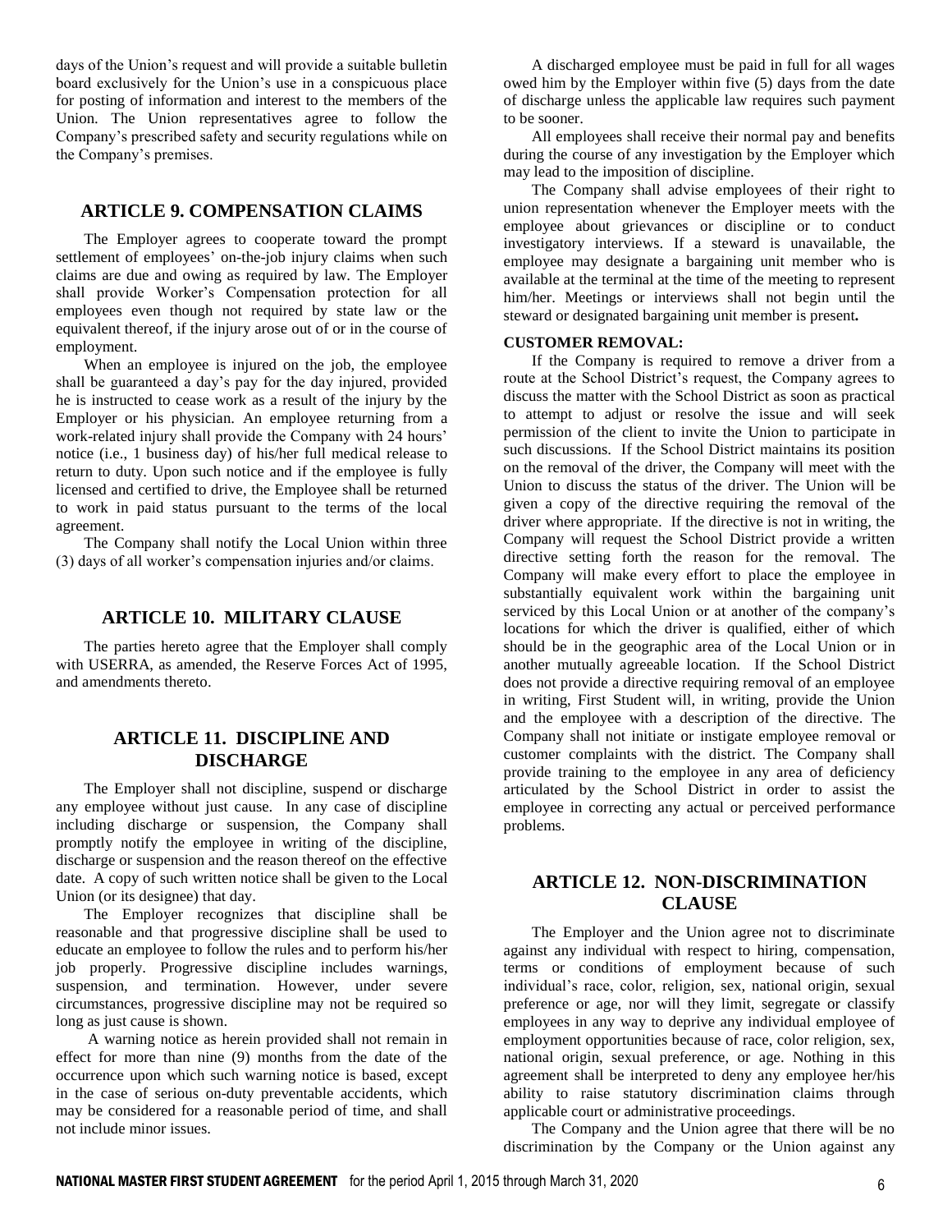days of the Union's request and will provide a suitable bulletin board exclusively for the Union's use in a conspicuous place for posting of information and interest to the members of the Union. The Union representatives agree to follow the Company's prescribed safety and security regulations while on the Company's premises.

## ARTICLE 9. COMPENSATION CLAIMS

The Employer agrees to cooperate toward the prompt settlement of employees' on-the-job injury claims when such claims are due and owing as required by law. The Employer shall provide Worker's Compensation protection for all employees even though not required by state law or the equivalent thereof, if the injury arose out of or in the course of employment.

When an employee is injured on the job, the employee shall be guaranteed a day's pay for the day injured, provided he is instructed to cease work as a result of the injury by the Employer or his physician. An employee returning from a work-related injury shall provide the Company with 24 hours' notice (i.e., 1 business day) of his/her full medical release to return to duty. Upon such notice and if the employee is fully licensed and certified to drive, the Employee shall be returned to work in paid status pursuant to the terms of the local agreement.

The Company shall notify the Local Union within three (3) days of all worker's compensation injuries and/or claims.

## ARTICLE 10. MILITARY CLAUSE

The parties hereto agree that the Employer shall comply with USERRA, as amended, the Reserve Forces Act of 1995, and amendments thereto.

## ARTICLE 11. DISCIPLINE AND DISCHARGE

The Employer shall not discipline, suspend or discharge any employee without just cause. In any case of discipline including discharge or suspension, the Company shall promptly notify the employee in writing of the discipline, discharge or suspension and the reason thereof on the effective date. A copy of such written notice shall be given to the Local Union (or its designee) that day.

The Employer recognizes that discipline shall be reasonable and that progressive discipline shall be used to educate an employee to follow the rules and to perform his/her job properly. Progressive discipline includes warnings, suspension, and termination. However, under severe circumstances, progressive discipline may not be required so long as just cause is shown.

A warning notice as herein provided shall not remain in effect for more than nine (9) months from the date of the occurrence upon which such warning notice is based, except in the case of serious on-duty preventable accidents, which may be considered for a reasonable period of time, and shall not include minor issues.

A discharged employee must be paid in full for all wages owed him by the Employer within five (5) days from the date of discharge unless the applicable law requires such payment to be sooner.

All employees shall receive their normal pay and benefits during the course of any investigation by the Employer which may lead to the imposition of discipline.

The Company shall advise employees of their right to union representation whenever the Employer meets with the employee about grievances or discipline or to conduct investigatory interviews. If a steward is unavailable, the employee may designate a bargaining unit member who is available at the terminal at the time of the meeting to represent him/her. Meetings or interviews shall not begin until the steward or designated bargaining unit member is present**.**

**CUSTOMER REMOVAL:**

If the Company is required to remove a driver from a route at the School District's request, the Company agrees to discuss the matter with the School District as soon as practical to attempt to adjust or resolve the issue and will seek permission of the client to invite the Union to participate in such discussions. If the School District maintains its position on the removal of the driver, the Company will meet with the Union to discuss the status of the driver. The Union will be given a copy of the directive requiring the removal of the driver where appropriate. If the directive is not in writing, the Company will request the School District provide a written directive setting forth the reason for the removal. The Company will make every effort to place the employee in substantially equivalent work within the bargaining unit serviced by this Local Union or at another of the company's locations for which the driver is qualified, either of which should be in the geographic area of the Local Union or in another mutually agreeable location. If the School District does not provide a directive requiring removal of an employee in writing, First Student will, in writing, provide the Union and the employee with a description of the directive. The Company shall not initiate or instigate employee removal or customer complaints with the district. The Company shall provide training to the employee in any area of deficiency articulated by the School District in order to assist the employee in correcting any actual or perceived performance problems.

## ARTICLE 12. NON-DISCRIMINATION CLAUSE

The Employer and the Union agree not to discriminate against any individual with respect to hiring, compensation, terms or conditions of employment because of such individual's race, color, religion, sex, national origin, sexual preference or age, nor will they limit, segregate or classify employees in any way to deprive any individual employee of employment opportunities because of race, color religion, sex, national origin, sexual preference, or age. Nothing in this agreement shall be interpreted to deny any employee her/his ability to raise statutory discrimination claims through applicable court or administrative proceedings.

The Company and the Union agree that there will be no discrimination by the Company or the Union against any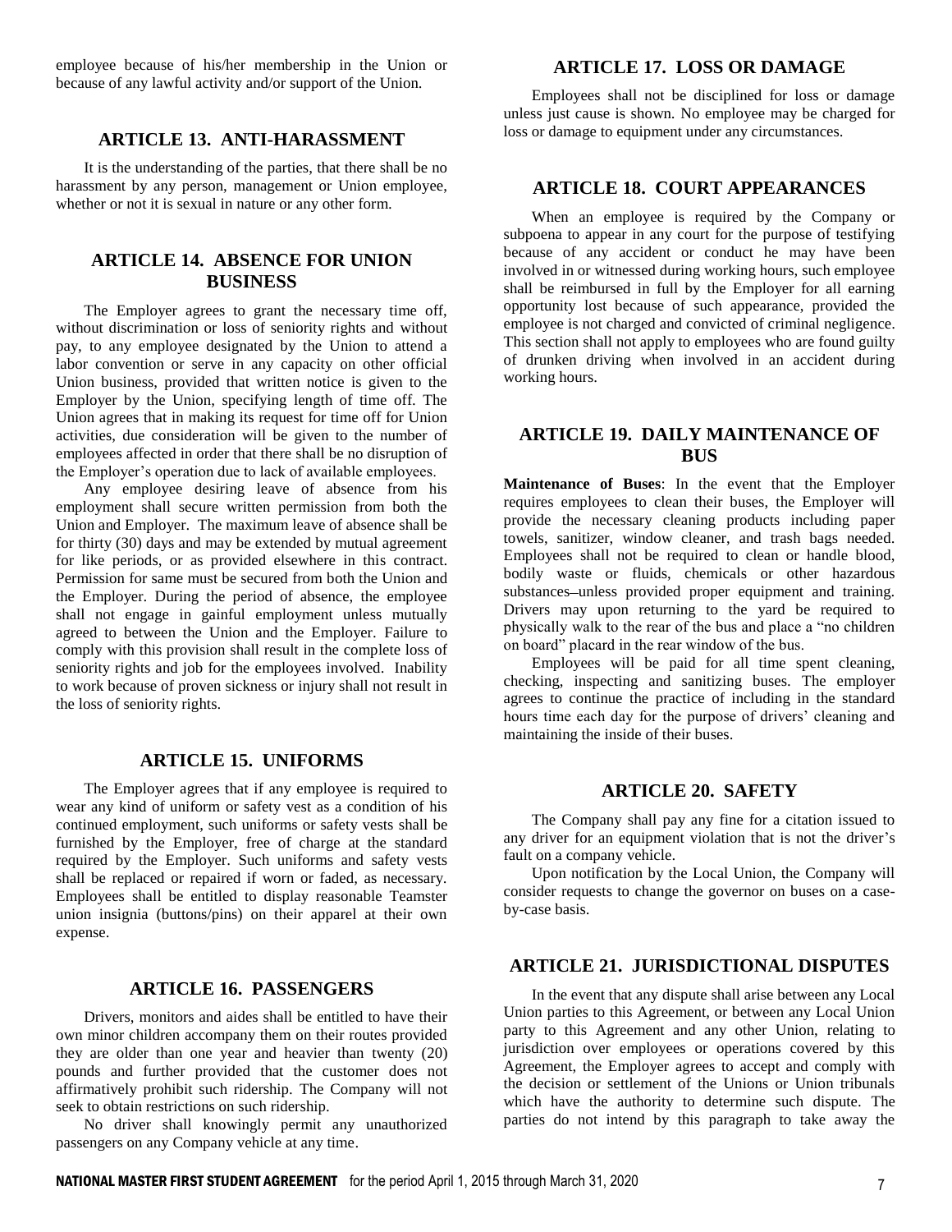employee because of his/her membership in the Union or because of any lawful activity and/or support of the Union.

## ARTICLE 13. ANTI-HARASSMENT

It is the understanding of the parties, that there shall be no harassment by any person, management or Union employee, whether or not it is sexual in nature or any other form.

## ARTICLE 14. ABSENCE FOR UNION BUSINESS

The Employer agrees to grant the necessary time off, without discrimination or loss of seniority rights and without pay, to any employee designated by the Union to attend a labor convention or serve in any capacity on other official Union business, provided that written notice is given to the Employer by the Union, specifying length of time off. The Union agrees that in making its request for time off for Union activities, due consideration will be given to the number of employees affected in order that there shall be no disruption of the Employer's operation due to lack of available employees.

Any employee desiring leave of absence from his employment shall secure written permission from both the Union and Employer. The maximum leave of absence shall be for thirty (30) days and may be extended by mutual agreement for like periods, or as provided elsewhere in this contract. Permission for same must be secured from both the Union and the Employer. During the period of absence, the employee shall not engage in gainful employment unless mutually agreed to between the Union and the Employer. Failure to comply with this provision shall result in the complete loss of seniority rights and job for the employees involved. Inability to work because of proven sickness or injury shall not result in the loss of seniority rights.

## ARTICLE 15. UNIFORMS

The Employer agrees that if any employee is required to wear any kind of uniform or safety vest as a condition of his continued employment, such uniforms or safety vests shall be furnished by the Employer, free of charge at the standard required by the Employer. Such uniforms and safety vests shall be replaced or repaired if worn or faded, as necessary. Employees shall be entitled to display reasonable Teamster union insignia (buttons/pins) on their apparel at their own expense.

## ARTICLE 16. PASSENGERS

Drivers, monitors and aides shall be entitled to have their own minor children accompany them on their routes provided they are older than one year and heavier than twenty (20) pounds and further provided that the customer does not affirmatively prohibit such ridership. The Company will not seek to obtain restrictions on such ridership.

No driver shall knowingly permit any unauthorized passengers on any Company vehicle at any time.

## ARTICLE 17. LOSS OR DAMAGE

Employees shall not be disciplined for loss or damage unless just cause is shown. No employee may be charged for loss or damage to equipment under any circumstances.

## ARTICLE 18. COURT APPEARANCES

When an employee is required by the Company or subpoena to appear in any court for the purpose of testifying because of any accident or conduct he may have been involved in or witnessed during working hours, such employee shall be reimbursed in full by the Employer for all earning opportunity lost because of such appearance, provided the employee is not charged and convicted of criminal negligence. This section shall not apply to employees who are found guilty of drunken driving when involved in an accident during working hours.

## ARTICLE 19. DAILY MAINTENANCE OF BUS

**Maintenance of Buses**: In the event that the Employer requires employees to clean their buses, the Employer will provide the necessary cleaning products including paper towels, sanitizer, window cleaner, and trash bags needed. Employees shall not be required to clean or handle blood, bodily waste or fluids, chemicals or other hazardous substances unless provided proper equipment and training. Drivers may upon returning to the yard be required to physically walk to the rear of the bus and place a "no children on board" placard in the rear window of the bus.

Employees will be paid for all time spent cleaning, checking, inspecting and sanitizing buses. The employer agrees to continue the practice of including in the standard hours time each day for the purpose of drivers' cleaning and maintaining the inside of their buses.

## ARTICLE 20. SAFETY

The Company shall pay any fine for a citation issued to any driver for an equipment violation that is not the driver's fault on a company vehicle.

Upon notification by the Local Union, the Company will consider requests to change the governor on buses on a case-by-case basis.

## ARTICLE 21. JURISDICTIONAL DISPUTES

In the event that any dispute shall arise between any Local Union parties to this Agreement, or between any Local Union party to this Agreement and any other Union, relating to jurisdiction over employees or operations covered by this Agreement, the Employer agrees to accept and comply with the decision or settlement of the Unions or Union tribunals which have the authority to determine such dispute. The parties do not intend by this paragraph to take away the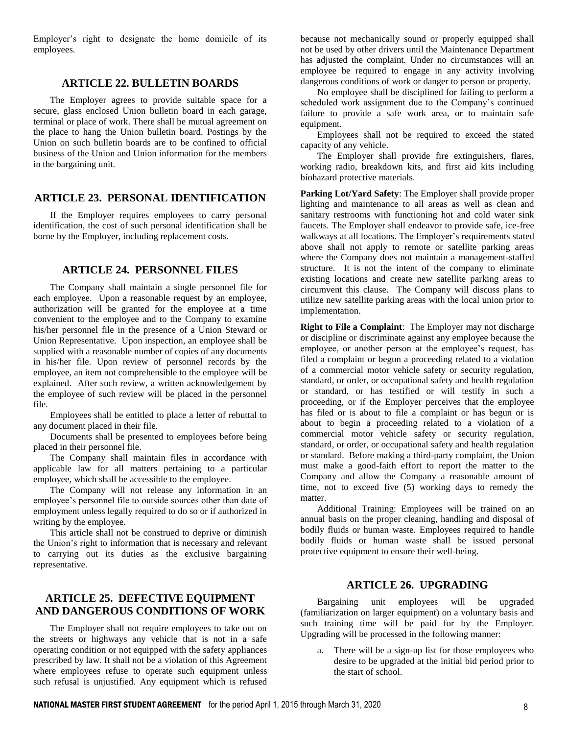Employer's right to designate the home domicile of its employees.

## ARTICLE 22. BULLETIN BOARDS

The Employer agrees to provide suitable space for a secure, glass enclosed Union bulletin board in each garage, terminal or place of work. There shall be mutual agreement on the place to hang the Union bulletin board. Postings by the Union on such bulletin boards are to be confined to official business of the Union and Union information for the members in the bargaining unit.

## ARTICLE 23. PERSONAL IDENTIFICATION

If the Employer requires employees to carry personal identification, the cost of such personal identification shall be borne by the Employer, including replacement costs.

## ARTICLE 24. PERSONNEL FILES

The Company shall maintain a single personnel file for each employee. Upon a reasonable request by an employee, authorization will be granted for the employee at a time convenient to the employee and to the Company to examine his/her personnel file in the presence of a Union Steward or Union Representative. Upon inspection, an employee shall be supplied with a reasonable number of copies of any documents in his/her file. Upon review of personnel records by the employee, an item not comprehensible to the employee will be explained. After such review, a written acknowledgement by the employee of such review will be placed in the personnel file.

Employees shall be entitled to place a letter of rebuttal to any document placed in their file.

Documents shall be presented to employees before being placed in their personnel file.

The Company shall maintain files in accordance with applicable law for all matters pertaining to a particular employee, which shall be accessible to the employee.

The Company will not release any information in an employee's personnel file to outside sources other than date of employment unless legally required to do so or if authorized in writing by the employee.

This article shall not be construed to deprive or diminish the Union's right to information that is necessary and relevant to carrying out its duties as the exclusive bargaining representative.

## ARTICLE 25. DEFECTIVE EQUIPMENT AND DANGEROUS CONDITIONS OF WORK

The Employer shall not require employees to take out on the streets or highways any vehicle that is not in a safe operating condition or not equipped with the safety appliances prescribed by law. It shall not be a violation of this Agreement where employees refuse to operate such equipment unless such refusal is unjustified. Any equipment which is refused because not mechanically sound or properly equipped shall not be used by other drivers until the Maintenance Department has adjusted the complaint. Under no circumstances will an employee be required to engage in any activity involving dangerous conditions of work or danger to person or property.

No employee shall be disciplined for failing to perform a scheduled work assignment due to the Company's continued failure to provide a safe work area, or to maintain safe equipment.

Employees shall not be required to exceed the stated capacity of any vehicle.

The Employer shall provide fire extinguishers, flares, working radio, breakdown kits, and first aid kits including biohazard protective materials.

**Parking Lot/Yard Safety**: The Employer shall provide proper lighting and maintenance to all areas as well as clean and sanitary restrooms with functioning hot and cold water sink faucets. The Employer shall endeavor to provide safe, ice-free walkways at all locations. The Employer's requirements stated above shall not apply to remote or satellite parking areas where the Company does not maintain a management-staffed structure. It is not the intent of the company to eliminate existing locations and create new satellite parking areas to circumvent this clause. The Company will discuss plans to utilize new satellite parking areas with the local union prior to implementation.

**Right to File a Complaint**: The Employer may not discharge or discipline or discriminate against any employee because the employee, or another person at the employee's request, has filed a complaint or begun a proceeding related to a violation of a commercial motor vehicle safety or security regulation, standard, or order, or occupational safety and health regulation or standard, or has testified or will testify in such a proceeding, or if the Employer perceives that the employee has filed or is about to file a complaint or has begun or is about to begin a proceeding related to a violation of a commercial motor vehicle safety or security regulation, standard, or order, or occupational safety and health regulation or standard. Before making a third-party complaint, the Union must make a good-faith effort to report the matter to the Company and allow the Company a reasonable amount of time, not to exceed five (5) working days to remedy the matter.

Additional Training: Employees will be trained on an annual basis on the proper cleaning, handling and disposal of bodily fluids or human waste. Employees required to handle bodily fluids or human waste shall be issued personal protective equipment to ensure their well-being.

## ARTICLE 26. UPGRADING

Bargaining unit employees will be upgraded (familiarization on larger equipment) on a voluntary basis and such training time will be paid for by the Employer. Upgrading will be processed in the following manner:

a. There will be a sign-up list for those employees who desire to be upgraded at the initial bid period prior to the start of school.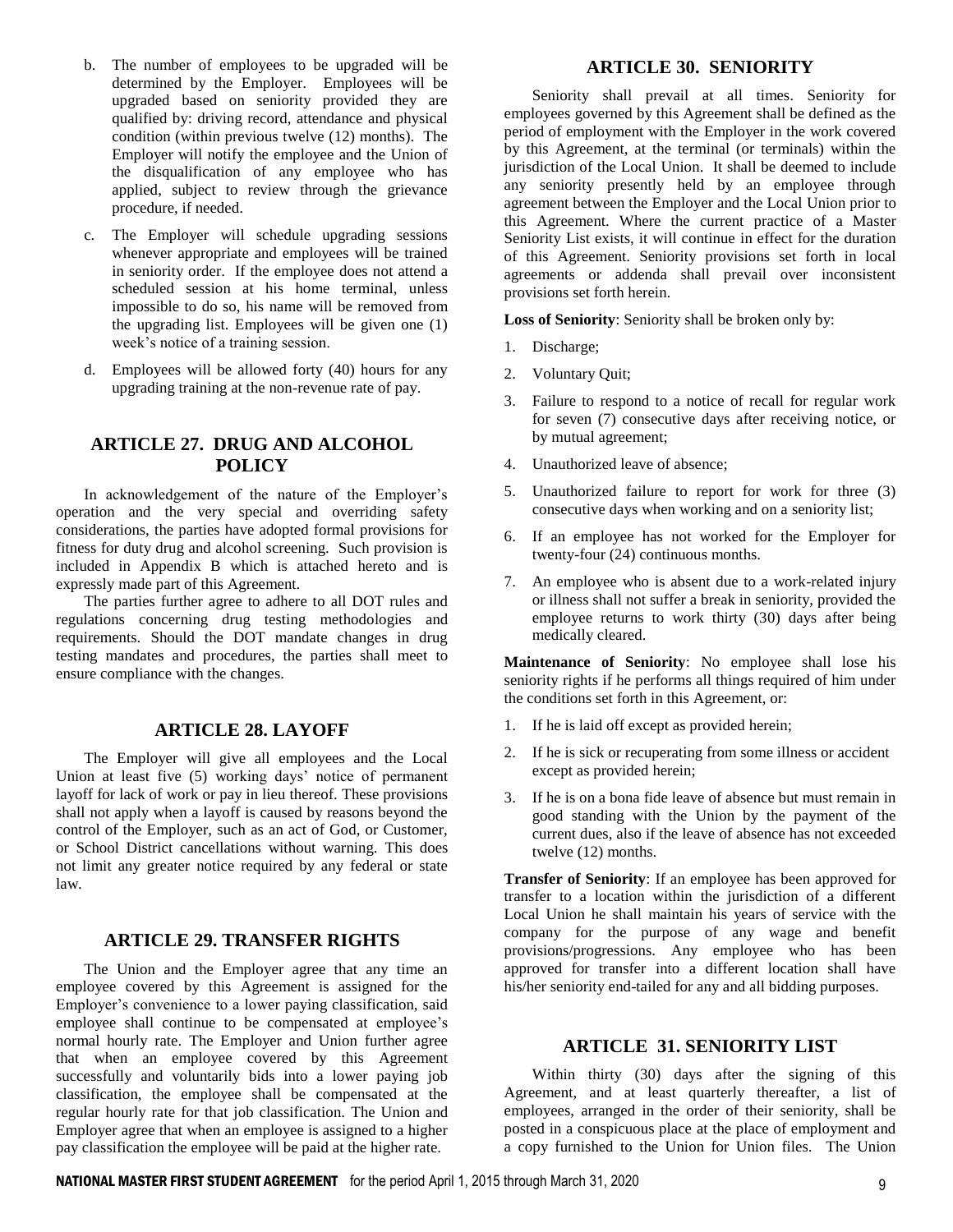b. The number of employees to be upgraded will be determined by the Employer. Employees will be upgraded based on seniority provided they are qualified by: driving record, attendance and physical condition (within previous twelve (12) months). The Employer will notify the employee and the Union of the disqualification of any employee who has applied, subject to review through the grievance procedure, if needed.

c. The Employer will schedule upgrading sessions whenever appropriate and employees will be trained in seniority order. If the employee does not attend a scheduled session at his home terminal, unless impossible to do so, his name will be removed from the upgrading list. Employees will be given one (1) week's notice of a training session.

d. Employees will be allowed forty (40) hours for any upgrading training at the non-revenue rate of pay.

## ARTICLE 27. DRUG AND ALCOHOL POLICY

In acknowledgement of the nature of the Employer's operation and the very special and overriding safety considerations, the parties have adopted formal provisions for fitness for duty drug and alcohol screening. Such provision is included in Appendix B which is attached hereto and is expressly made part of this Agreement.

The parties further agree to adhere to all DOT rules and regulations concerning drug testing methodologies and requirements. Should the DOT mandate changes in drug testing mandates and procedures, the parties shall meet to ensure compliance with the changes.

## ARTICLE 28. LAYOFF

The Employer will give all employees and the Local Union at least five (5) working days' notice of permanent layoff for lack of work or pay in lieu thereof. These provisions shall not apply when a layoff is caused by reasons beyond the control of the Employer, such as an act of God, or Customer, or School District cancellations without warning. This does not limit any greater notice required by any federal or state law.

## ARTICLE 29. TRANSFER RIGHTS

The Union and the Employer agree that any time an employee covered by this Agreement is assigned for the Employer's convenience to a lower paying classification, said employee shall continue to be compensated at employee's normal hourly rate. The Employer and Union further agree that when an employee covered by this Agreement successfully and voluntarily bids into a lower paying job classification, the employee shall be compensated at the regular hourly rate for that job classification. The Union and Employer agree that when an employee is assigned to a higher pay classification the employee will be paid at the higher rate.

## ARTICLE 30. SENIORITY

Seniority shall prevail at all times. Seniority for employees governed by this Agreement shall be defined as the period of employment with the Employer in the work covered by this Agreement, at the terminal (or terminals) within the jurisdiction of the Local Union. It shall be deemed to include any seniority presently held by an employee through agreement between the Employer and the Local Union prior to this Agreement. Where the current practice of a Master Seniority List exists, it will continue in effect for the duration of this Agreement. Seniority provisions set forth in local agreements or addenda shall prevail over inconsistent provisions set forth herein.

**Loss of Seniority**: Seniority shall be broken only by:

1. Discharge;
2. Voluntary Quit;
3. Failure to respond to a notice of recall for regular work for seven (7) consecutive days after receiving notice, or by mutual agreement;
4. Unauthorized leave of absence;
5. Unauthorized failure to report for work for three (3) consecutive days when working and on a seniority list;
6. If an employee has not worked for the Employer for twenty-four (24) continuous months.
7. An employee who is absent due to a work-related injury or illness shall not suffer a break in seniority, provided the employee returns to work thirty (30) days after being medically cleared.

**Maintenance of Seniority**: No employee shall lose his seniority rights if he performs all things required of him under the conditions set forth in this Agreement, or:

1. If he is laid off except as provided herein;
2. If he is sick or recuperating from some illness or accident except as provided herein;
3. If he is on a bona fide leave of absence but must remain in good standing with the Union by the payment of the current dues, also if the leave of absence has not exceeded twelve (12) months.

**Transfer of Seniority**: If an employee has been approved for transfer to a location within the jurisdiction of a different Local Union he shall maintain his years of service with the company for the purpose of any wage and benefit provisions/progressions. Any employee who has been approved for transfer into a different location shall have his/her seniority end-tailed for any and all bidding purposes.

## ARTICLE 31. SENIORITY LIST

Within thirty (30) days after the signing of this Agreement, and at least quarterly thereafter, a list of employees, arranged in the order of their seniority, shall be posted in a conspicuous place at the place of employment and a copy furnished to the Union for Union files. The Union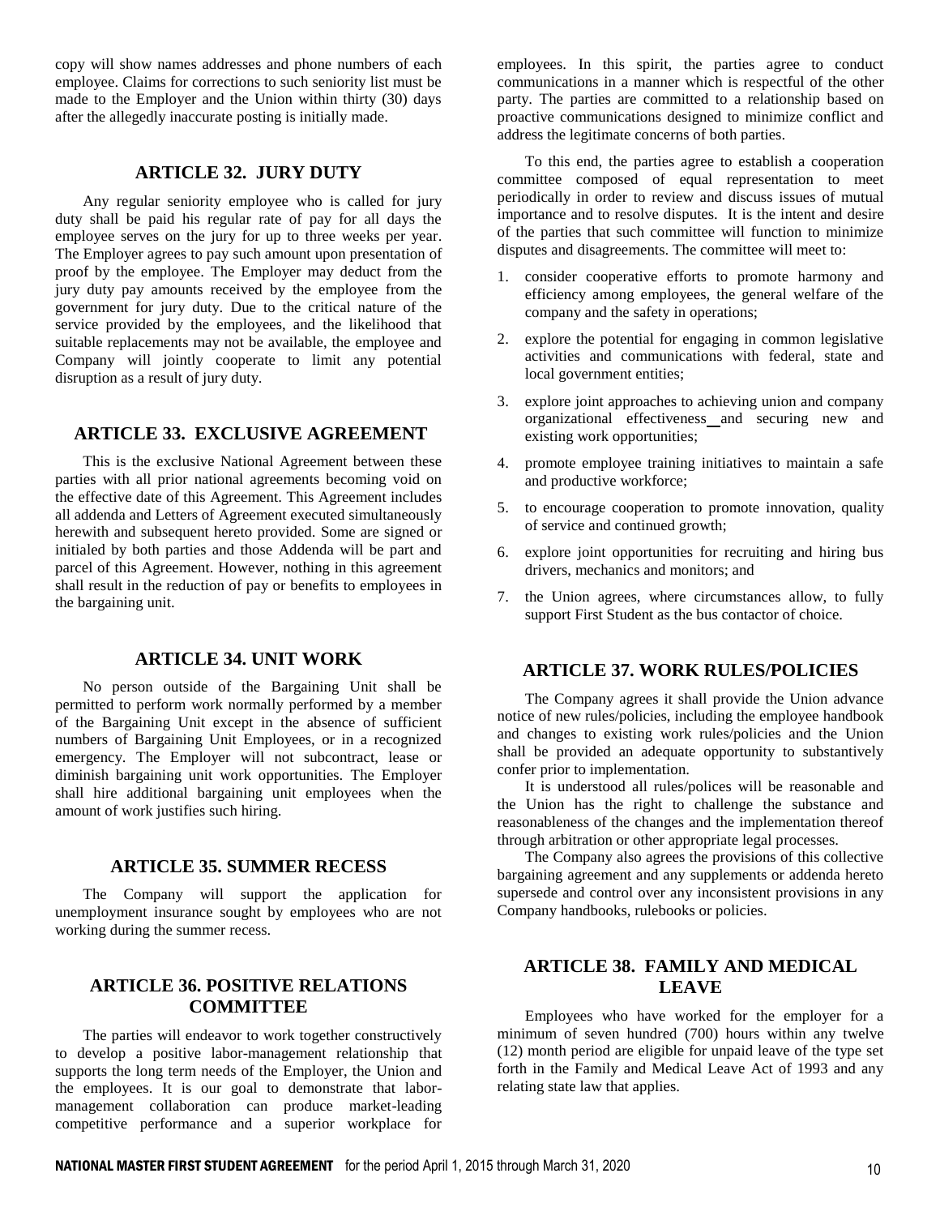copy will show names addresses and phone numbers of each employee. Claims for corrections to such seniority list must be made to the Employer and the Union within thirty (30) days after the allegedly inaccurate posting is initially made.

## ARTICLE 32. JURY DUTY

Any regular seniority employee who is called for jury duty shall be paid his regular rate of pay for all days the employee serves on the jury for up to three weeks per year. The Employer agrees to pay such amount upon presentation of proof by the employee. The Employer may deduct from the jury duty pay amounts received by the employee from the government for jury duty. Due to the critical nature of the service provided by the employees, and the likelihood that suitable replacements may not be available, the employee and Company will jointly cooperate to limit any potential disruption as a result of jury duty.

## ARTICLE 33. EXCLUSIVE AGREEMENT

This is the exclusive National Agreement between these parties with all prior national agreements becoming void on the effective date of this Agreement. This Agreement includes all addenda and Letters of Agreement executed simultaneously herewith and subsequent hereto provided. Some are signed or initialed by both parties and those Addenda will be part and parcel of this Agreement. However, nothing in this agreement shall result in the reduction of pay or benefits to employees in the bargaining unit.

## ARTICLE 34. UNIT WORK

No person outside of the Bargaining Unit shall be permitted to perform work normally performed by a member of the Bargaining Unit except in the absence of sufficient numbers of Bargaining Unit Employees, or in a recognized emergency. The Employer will not subcontract, lease or diminish bargaining unit work opportunities. The Employer shall hire additional bargaining unit employees when the amount of work justifies such hiring.

## ARTICLE 35. SUMMER RECESS

The Company will support the application for unemployment insurance sought by employees who are not working during the summer recess.

## ARTICLE 36. POSITIVE RELATIONS COMMITTEE

The parties will endeavor to work together constructively to develop a positive labor-management relationship that supports the long term needs of the Employer, the Union and the employees. It is our goal to demonstrate that labor-management collaboration can produce market-leading competitive performance and a superior workplace for employees. In this spirit, the parties agree to conduct communications in a manner which is respectful of the other party. The parties are committed to a relationship based on proactive communications designed to minimize conflict and address the legitimate concerns of both parties.

To this end, the parties agree to establish a cooperation committee composed of equal representation to meet periodically in order to review and discuss issues of mutual importance and to resolve disputes. It is the intent and desire of the parties that such committee will function to minimize disputes and disagreements. The committee will meet to:

1. consider cooperative efforts to promote harmony and efficiency among employees, the general welfare of the company and the safety in operations;
2. explore the potential for engaging in common legislative activities and communications with federal, state and local government entities;
3. explore joint approaches to achieving union and company organizational effectiveness and securing new and existing work opportunities;
4. promote employee training initiatives to maintain a safe and productive workforce;
5. to encourage cooperation to promote innovation, quality of service and continued growth;
6. explore joint opportunities for recruiting and hiring bus drivers, mechanics and monitors; and
7. the Union agrees, where circumstances allow, to fully support First Student as the bus contactor of choice.

## ARTICLE 37. WORK RULES/POLICIES

The Company agrees it shall provide the Union advance notice of new rules/policies, including the employee handbook and changes to existing work rules/policies and the Union shall be provided an adequate opportunity to substantively confer prior to implementation.

It is understood all rules/polices will be reasonable and the Union has the right to challenge the substance and reasonableness of the changes and the implementation thereof through arbitration or other appropriate legal processes.

The Company also agrees the provisions of this collective bargaining agreement and any supplements or addenda hereto supersede and control over any inconsistent provisions in any Company handbooks, rulebooks or policies.

## ARTICLE 38. FAMILY AND MEDICAL LEAVE

Employees who have worked for the employer for a minimum of seven hundred (700) hours within any twelve (12) month period are eligible for unpaid leave of the type set forth in the Family and Medical Leave Act of 1993 and any relating state law that applies.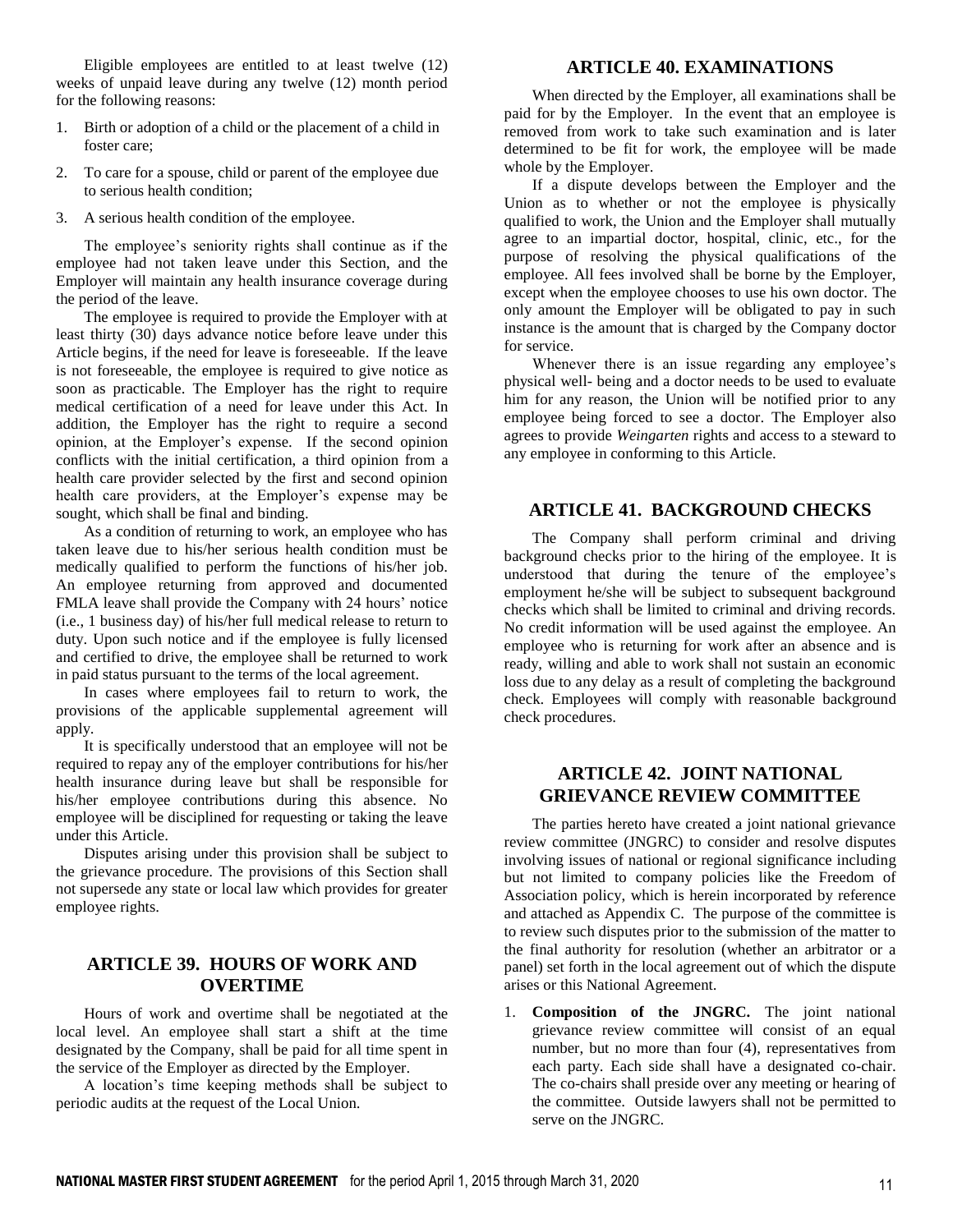Eligible employees are entitled to at least twelve (12) weeks of unpaid leave during any twelve (12) month period for the following reasons:

1. Birth or adoption of a child or the placement of a child in foster care;
2. To care for a spouse, child or parent of the employee due to serious health condition;
3. A serious health condition of the employee.

The employee's seniority rights shall continue as if the employee had not taken leave under this Section, and the Employer will maintain any health insurance coverage during the period of the leave.

The employee is required to provide the Employer with at least thirty (30) days advance notice before leave under this Article begins, if the need for leave is foreseeable. If the leave is not foreseeable, the employee is required to give notice as soon as practicable. The Employer has the right to require medical certification of a need for leave under this Act. In addition, the Employer has the right to require a second opinion, at the Employer's expense. If the second opinion conflicts with the initial certification, a third opinion from a health care provider selected by the first and second opinion health care providers, at the Employer's expense may be sought, which shall be final and binding.

As a condition of returning to work, an employee who has taken leave due to his/her serious health condition must be medically qualified to perform the functions of his/her job. An employee returning from approved and documented FMLA leave shall provide the Company with 24 hours' notice (i.e., 1 business day) of his/her full medical release to return to duty. Upon such notice and if the employee is fully licensed and certified to drive, the employee shall be returned to work in paid status pursuant to the terms of the local agreement.

In cases where employees fail to return to work, the provisions of the applicable supplemental agreement will apply.

It is specifically understood that an employee will not be required to repay any of the employer contributions for his/her health insurance during leave but shall be responsible for his/her employee contributions during this absence. No employee will be disciplined for requesting or taking the leave under this Article.

Disputes arising under this provision shall be subject to the grievance procedure. The provisions of this Section shall not supersede any state or local law which provides for greater employee rights.

## ARTICLE 39. HOURS OF WORK AND OVERTIME

Hours of work and overtime shall be negotiated at the local level. An employee shall start a shift at the time designated by the Company, shall be paid for all time spent in the service of the Employer as directed by the Employer.

A location's time keeping methods shall be subject to periodic audits at the request of the Local Union.

## ARTICLE 40. EXAMINATIONS

When directed by the Employer, all examinations shall be paid for by the Employer. In the event that an employee is removed from work to take such examination and is later determined to be fit for work, the employee will be made whole by the Employer.

If a dispute develops between the Employer and the Union as to whether or not the employee is physically qualified to work, the Union and the Employer shall mutually agree to an impartial doctor, hospital, clinic, etc., for the purpose of resolving the physical qualifications of the employee. All fees involved shall be borne by the Employer, except when the employee chooses to use his own doctor. The only amount the Employer will be obligated to pay in such instance is the amount that is charged by the Company doctor for service.

Whenever there is an issue regarding any employee's physical well- being and a doctor needs to be used to evaluate him for any reason, the Union will be notified prior to any employee being forced to see a doctor. The Employer also agrees to provide *Weingarten* rights and access to a steward to any employee in conforming to this Article.

## ARTICLE 41. BACKGROUND CHECKS

The Company shall perform criminal and driving background checks prior to the hiring of the employee. It is understood that during the tenure of the employee's employment he/she will be subject to subsequent background checks which shall be limited to criminal and driving records. No credit information will be used against the employee. An employee who is returning for work after an absence and is ready, willing and able to work shall not sustain an economic loss due to any delay as a result of completing the background check. Employees will comply with reasonable background check procedures.

## ARTICLE 42. JOINT NATIONAL GRIEVANCE REVIEW COMMITTEE

The parties hereto have created a joint national grievance review committee (JNGRC) to consider and resolve disputes involving issues of national or regional significance including but not limited to company policies like the Freedom of Association policy, which is herein incorporated by reference and attached as Appendix C. The purpose of the committee is to review such disputes prior to the submission of the matter to the final authority for resolution (whether an arbitrator or a panel) set forth in the local agreement out of which the dispute arises or this National Agreement.

1. **Composition of the JNGRC.** The joint national grievance review committee will consist of an equal number, but no more than four (4), representatives from each party. Each side shall have a designated co-chair. The co-chairs shall preside over any meeting or hearing of the committee. Outside lawyers shall not be permitted to serve on the JNGRC.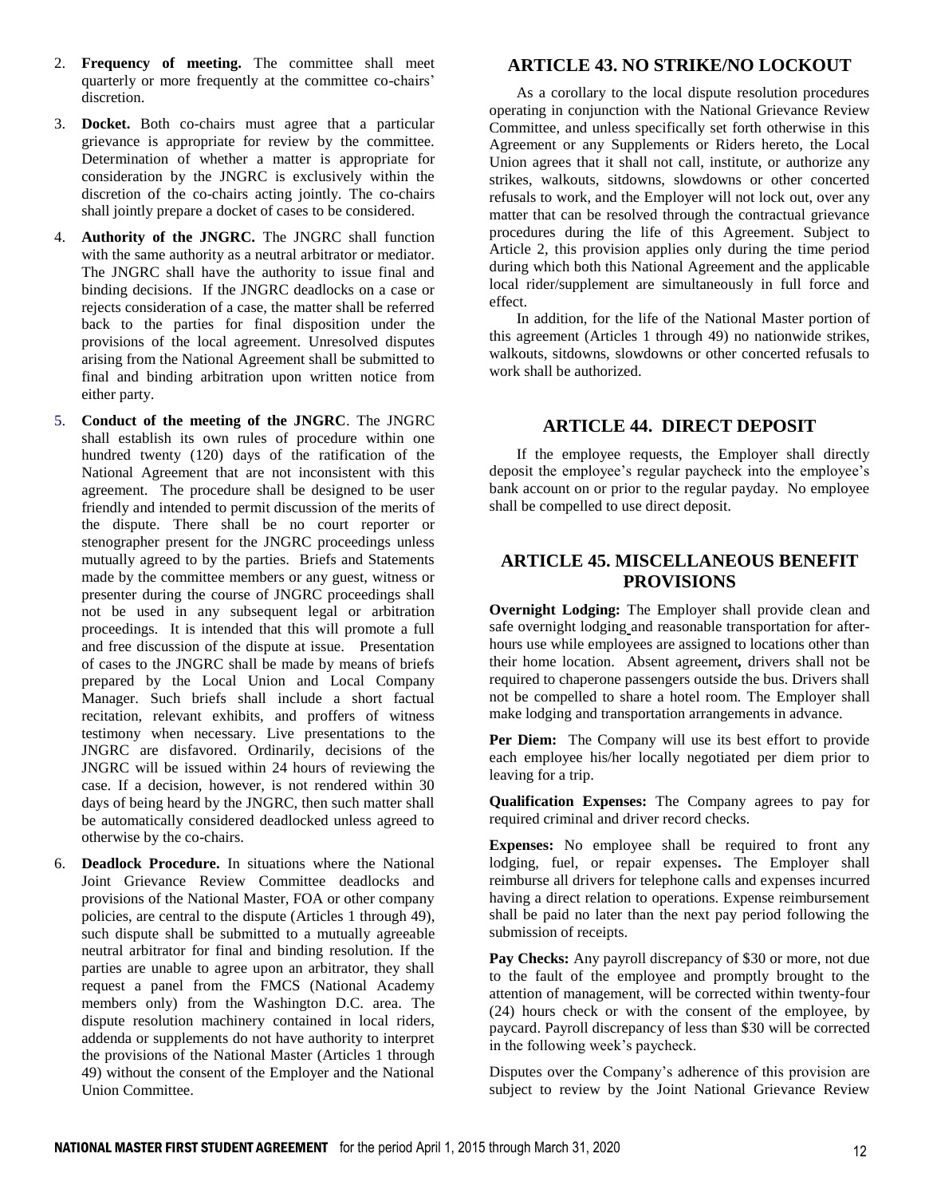2. **Frequency of meeting.** The committee shall meet quarterly or more frequently at the committee co-chairs' discretion.

3. **Docket.** Both co-chairs must agree that a particular grievance is appropriate for review by the committee. Determination of whether a matter is appropriate for consideration by the JNGRC is exclusively within the discretion of the co-chairs acting jointly. The co-chairs shall jointly prepare a docket of cases to be considered.

4. **Authority of the JNGRC.** The JNGRC shall function with the same authority as a neutral arbitrator or mediator. The JNGRC shall have the authority to issue final and binding decisions. If the JNGRC deadlocks on a case or rejects consideration of a case, the matter shall be referred back to the parties for final disposition under the provisions of the local agreement. Unresolved disputes arising from the National Agreement shall be submitted to final and binding arbitration upon written notice from either party.

5. **Conduct of the meeting of the JNGRC**. The JNGRC shall establish its own rules of procedure within one hundred twenty (120) days of the ratification of the National Agreement that are not inconsistent with this agreement. The procedure shall be designed to be user friendly and intended to permit discussion of the merits of the dispute. There shall be no court reporter or stenographer present for the JNGRC proceedings unless mutually agreed to by the parties. Briefs and Statements made by the committee members or any guest, witness or presenter during the course of JNGRC proceedings shall not be used in any subsequent legal or arbitration proceedings. It is intended that this will promote a full and free discussion of the dispute at issue. Presentation of cases to the JNGRC shall be made by means of briefs prepared by the Local Union and Local Company Manager. Such briefs shall include a short factual recitation, relevant exhibits, and proffers of witness testimony when necessary. Live presentations to the JNGRC are disfavored. Ordinarily, decisions of the JNGRC will be issued within 24 hours of reviewing the case. If a decision, however, is not rendered within 30 days of being heard by the JNGRC, then such matter shall be automatically considered deadlocked unless agreed to otherwise by the co-chairs.

6. **Deadlock Procedure.** In situations where the National Joint Grievance Review Committee deadlocks and provisions of the National Master, FOA or other company policies, are central to the dispute (Articles 1 through 49), such dispute shall be submitted to a mutually agreeable neutral arbitrator for final and binding resolution. If the parties are unable to agree upon an arbitrator, they shall request a panel from the FMCS (National Academy members only) from the Washington D.C. area. The dispute resolution machinery contained in local riders, addenda or supplements do not have authority to interpret the provisions of the National Master (Articles 1 through 49) without the consent of the Employer and the National Union Committee.

## ARTICLE 43. NO STRIKE/NO LOCKOUT

As a corollary to the local dispute resolution procedures operating in conjunction with the National Grievance Review Committee, and unless specifically set forth otherwise in this Agreement or any Supplements or Riders hereto, the Local Union agrees that it shall not call, institute, or authorize any strikes, walkouts, sitdowns, slowdowns or other concerted refusals to work, and the Employer will not lock out, over any matter that can be resolved through the contractual grievance procedures during the life of this Agreement. Subject to Article 2, this provision applies only during the time period during which both this National Agreement and the applicable local rider/supplement are simultaneously in full force and effect.

In addition, for the life of the National Master portion of this agreement (Articles 1 through 49) no nationwide strikes, walkouts, sitdowns, slowdowns or other concerted refusals to work shall be authorized.

## ARTICLE 44. DIRECT DEPOSIT

If the employee requests, the Employer shall directly deposit the employee's regular paycheck into the employee's bank account on or prior to the regular payday. No employee shall be compelled to use direct deposit.

## ARTICLE 45. MISCELLANEOUS BENEFIT PROVISIONS

**Overnight Lodging:** The Employer shall provide clean and safe overnight lodging and reasonable transportation for after-hours use while employees are assigned to locations other than their home location. Absent agreement**,** drivers shall not be required to chaperone passengers outside the bus. Drivers shall not be compelled to share a hotel room. The Employer shall make lodging and transportation arrangements in advance.

**Per Diem:** The Company will use its best effort to provide each employee his/her locally negotiated per diem prior to leaving for a trip.

**Qualification Expenses:** The Company agrees to pay for required criminal and driver record checks.

**Expenses:** No employee shall be required to front any lodging, fuel, or repair expenses**.** The Employer shall reimburse all drivers for telephone calls and expenses incurred having a direct relation to operations. Expense reimbursement shall be paid no later than the next pay period following the submission of receipts.

**Pay Checks:** Any payroll discrepancy of $30 or more, not due to the fault of the employee and promptly brought to the attention of management, will be corrected within twenty-four (24) hours check or with the consent of the employee, by paycard. Payroll discrepancy of less than $30 will be corrected in the following week's paycheck.

Disputes over the Company's adherence of this provision are subject to review by the Joint National Grievance Review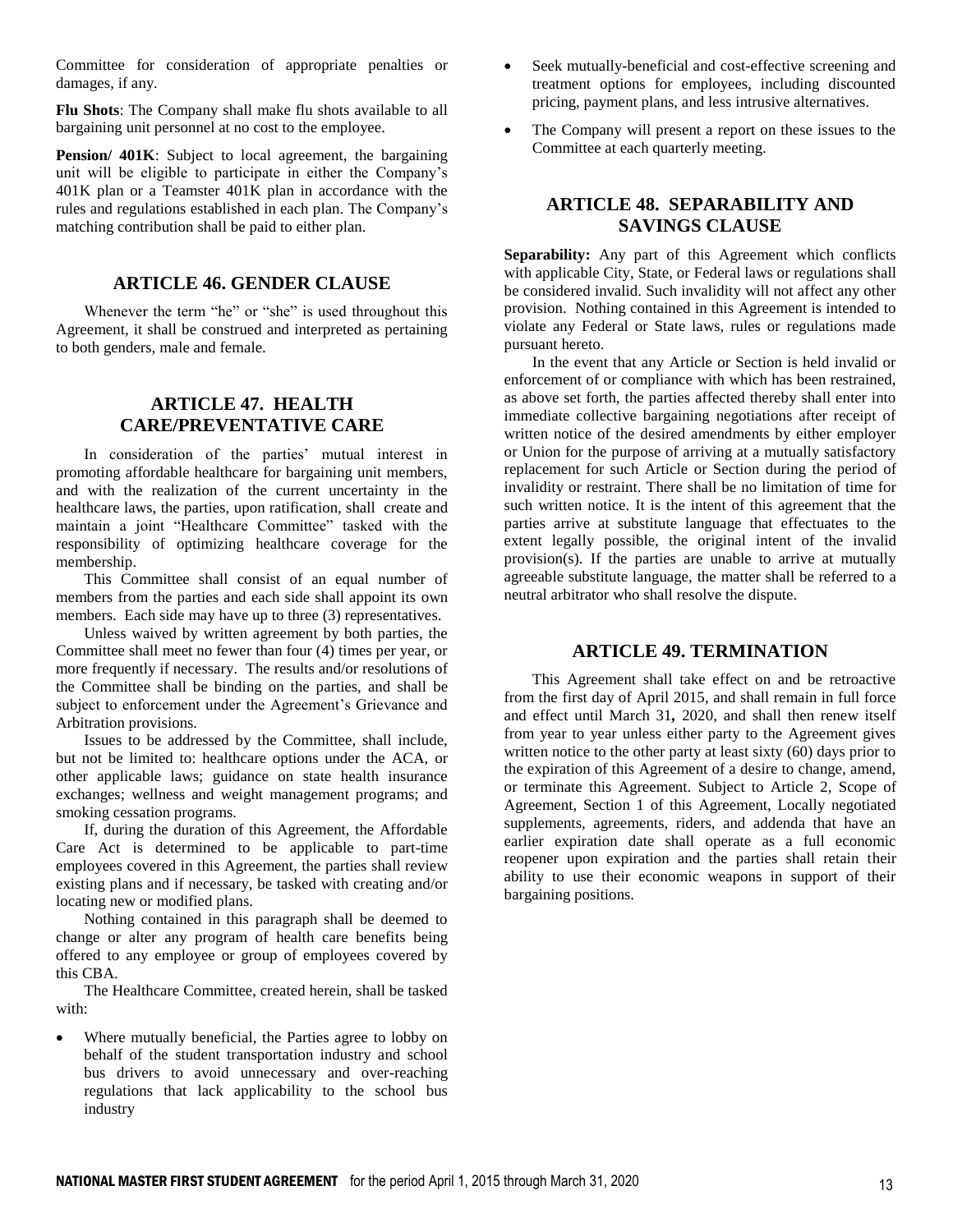Committee for consideration of appropriate penalties or damages, if any.

**Flu Shots**: The Company shall make flu shots available to all bargaining unit personnel at no cost to the employee.

**Pension/ 401K**: Subject to local agreement, the bargaining unit will be eligible to participate in either the Company's 401K plan or a Teamster 401K plan in accordance with the rules and regulations established in each plan. The Company's matching contribution shall be paid to either plan.

## ARTICLE 46. GENDER CLAUSE

Whenever the term "he" or "she" is used throughout this Agreement, it shall be construed and interpreted as pertaining to both genders, male and female.

## ARTICLE 47. HEALTH CARE/PREVENTATIVE CARE

In consideration of the parties' mutual interest in promoting affordable healthcare for bargaining unit members, and with the realization of the current uncertainty in the healthcare laws, the parties, upon ratification, shall create and maintain a joint "Healthcare Committee" tasked with the responsibility of optimizing healthcare coverage for the membership.

This Committee shall consist of an equal number of members from the parties and each side shall appoint its own members. Each side may have up to three (3) representatives.

Unless waived by written agreement by both parties, the Committee shall meet no fewer than four (4) times per year, or more frequently if necessary. The results and/or resolutions of the Committee shall be binding on the parties, and shall be subject to enforcement under the Agreement's Grievance and Arbitration provisions.

Issues to be addressed by the Committee, shall include, but not be limited to: healthcare options under the ACA, or other applicable laws; guidance on state health insurance exchanges; wellness and weight management programs; and smoking cessation programs.

If, during the duration of this Agreement, the Affordable Care Act is determined to be applicable to part-time employees covered in this Agreement, the parties shall review existing plans and if necessary, be tasked with creating and/or locating new or modified plans.

Nothing contained in this paragraph shall be deemed to change or alter any program of health care benefits being offered to any employee or group of employees covered by this CBA.

The Healthcare Committee, created herein, shall be tasked with:

- Where mutually beneficial, the Parties agree to lobby on behalf of the student transportation industry and school bus drivers to avoid unnecessary and over-reaching regulations that lack applicability to the school bus industry
- Seek mutually-beneficial and cost-effective screening and treatment options for employees, including discounted pricing, payment plans, and less intrusive alternatives.
- The Company will present a report on these issues to the Committee at each quarterly meeting.

## ARTICLE 48. SEPARABILITY AND SAVINGS CLAUSE

**Separability:** Any part of this Agreement which conflicts with applicable City, State, or Federal laws or regulations shall be considered invalid. Such invalidity will not affect any other provision. Nothing contained in this Agreement is intended to violate any Federal or State laws, rules or regulations made pursuant hereto.

In the event that any Article or Section is held invalid or enforcement of or compliance with which has been restrained, as above set forth, the parties affected thereby shall enter into immediate collective bargaining negotiations after receipt of written notice of the desired amendments by either employer or Union for the purpose of arriving at a mutually satisfactory replacement for such Article or Section during the period of invalidity or restraint. There shall be no limitation of time for such written notice. It is the intent of this agreement that the parties arrive at substitute language that effectuates to the extent legally possible, the original intent of the invalid provision(s). If the parties are unable to arrive at mutually agreeable substitute language, the matter shall be referred to a neutral arbitrator who shall resolve the dispute.

## ARTICLE 49. TERMINATION

This Agreement shall take effect on and be retroactive from the first day of April 2015, and shall remain in full force and effect until March 31**,** 2020, and shall then renew itself from year to year unless either party to the Agreement gives written notice to the other party at least sixty (60) days prior to the expiration of this Agreement of a desire to change, amend, or terminate this Agreement. Subject to Article 2, Scope of Agreement, Section 1 of this Agreement, Locally negotiated supplements, agreements, riders, and addenda that have an earlier expiration date shall operate as a full economic reopener upon expiration and the parties shall retain their ability to use their economic weapons in support of their bargaining positions.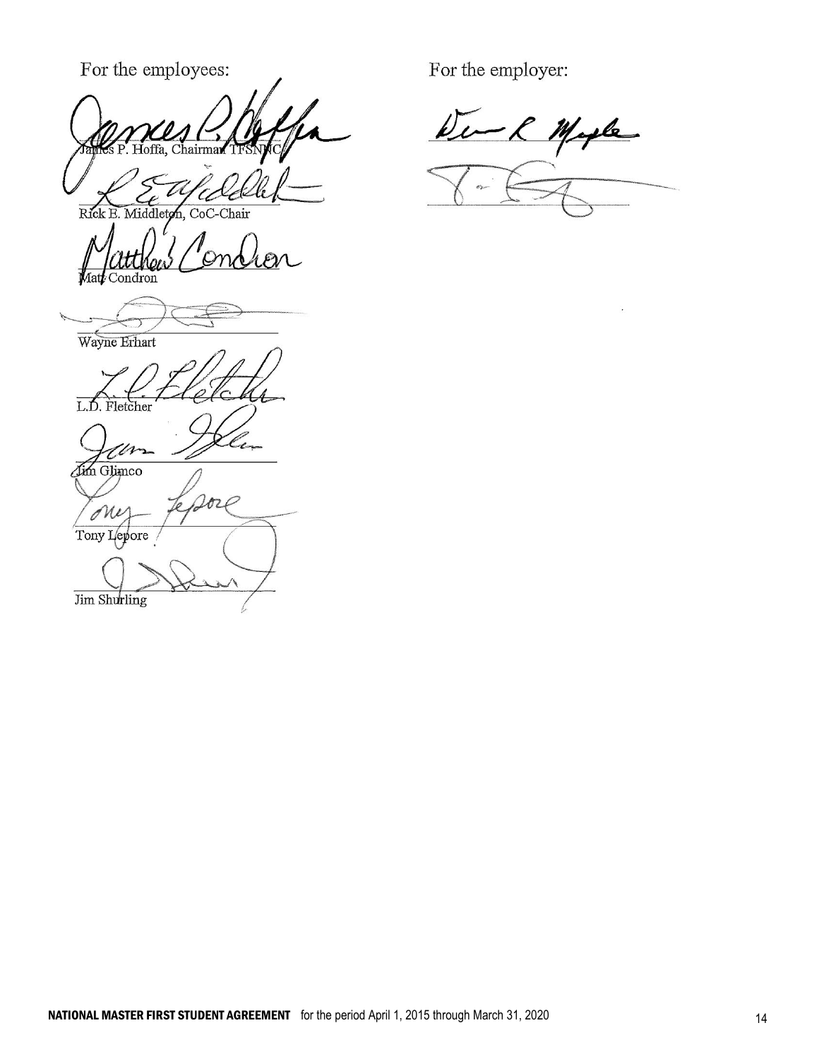For the employees:

James P. Hoffa, Chairman TFSNNC

Rick E. Middleton, CoC-Chair

Matt Condron

Wayne Erhart

L.D. Fletcher

Jim Glimco

Tony Lepore

Jim Shurling

For the employer: